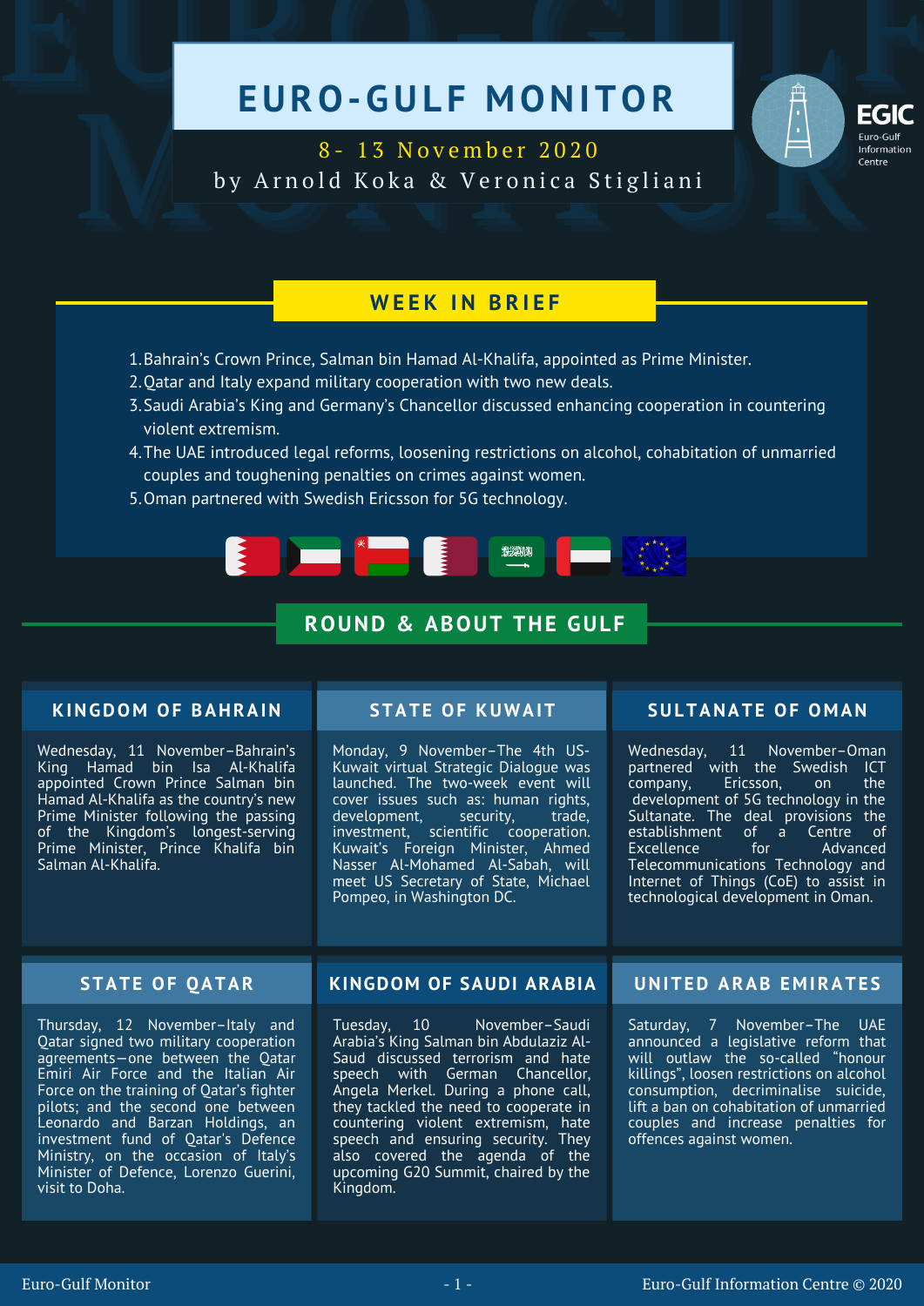# EURO-GULF MONITOR

8- 13 November 2020

by Arnold Koka & Veronica Stigliani

## WEEK IN BRIEF

1. Bahrain's Crown Prince, Salman bin Hamad Al-Khalifa, appointed as Prime Minister.
2. Qatar and Italy expand military cooperation with two new deals.
3. Saudi Arabia's King and Germany's Chancellor discussed enhancing cooperation in countering violent extremism.
4. The UAE introduced legal reforms, loosening restrictions on alcohol, cohabitation of unmarried couples and toughening penalties on crimes against women.
5. Oman partnered with Swedish Ericsson for 5G technology.

## ROUND & ABOUT THE GULF

### KINGDOM OF BAHRAIN

Wednesday, 11 November–Bahrain's King Hamad bin Isa Al-Khalifa appointed Crown Prince Salman bin Hamad Al-Khalifa as the country's new Prime Minister following the passing of the Kingdom's longest-serving Prime Minister, Prince Khalifa bin Salman Al-Khalifa.

### STATE OF KUWAIT

Monday, 9 November–The 4th US-Kuwait virtual Strategic Dialogue was launched. The two-week event will cover issues such as: human rights, development, security, trade, investment, scientific cooperation. Kuwait's Foreign Minister, Ahmed Nasser Al-Mohamed Al-Sabah, will meet US Secretary of State, Michael Pompeo, in Washington DC.

### SULTANATE OF OMAN

Wednesday, 11 November–Oman partnered with the Swedish ICT company, Ericsson, on the development of 5G technology in the Sultanate. The deal provisions the establishment of a Centre of Excellence for Advanced Telecommunications Technology and Internet of Things (CoE) to assist in technological development in Oman.

### STATE OF QATAR

Thursday, 12 November–Italy and Qatar signed two military cooperation agreements–one between the Qatar Emiri Air Force and the Italian Air Force on the training of Qatar's fighter pilots; and the second one between Leonardo and Barzan Holdings, an investment fund of Qatar's Defence Ministry, on the occasion of Italy's Minister of Defence, Lorenzo Guerini, visit to Doha.

### KINGDOM OF SAUDI ARABIA

Tuesday, 10 November–Saudi Arabia's King Salman bin Abdulaziz Al-Saud discussed terrorism and hate speech with German Chancellor, Angela Merkel. During a phone call, they tackled the need to cooperate in countering violent extremism, hate speech and ensuring security. They also covered the agenda of the upcoming G20 Summit, chaired by the Kingdom.

### UNITED ARAB EMIRATES

Saturday, 7 November–The UAE announced a legislative reform that will outlaw the so-called "honour killings", loosen restrictions on alcohol consumption, decriminalise suicide, lift a ban on cohabitation of unmarried couples and increase penalties for offences against women.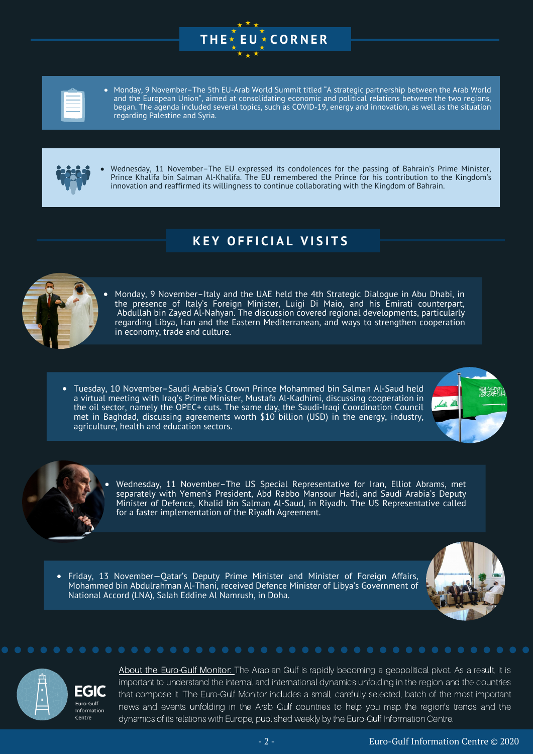# THE EU CORNER

- Monday, 9 November–The 5th EU-Arab World Summit titled "A strategic partnership between the Arab World and the European Union", aimed at consolidating economic and political relations between the two regions, began. The agenda included several topics, such as COVID-19, energy and innovation, as well as the situation regarding Palestine and Syria.

- Wednesday, 11 November–The EU expressed its condolences for the passing of Bahrain's Prime Minister, Prince Khalifa bin Salman Al-Khalifa. The EU remembered the Prince for his contribution to the Kingdom's innovation and reaffirmed its willingness to continue collaborating with the Kingdom of Bahrain.

# KEY OFFICIAL VISITS

- Monday, 9 November–Italy and the UAE held the 4th Strategic Dialogue in Abu Dhabi, in the presence of Italy's Foreign Minister, Luigi Di Maio, and his Emirati counterpart, Abdullah bin Zayed Al-Nahyan. The discussion covered regional developments, particularly regarding Libya, Iran and the Eastern Mediterranean, and ways to strengthen cooperation in economy, trade and culture.

- Tuesday, 10 November–Saudi Arabia's Crown Prince Mohammed bin Salman Al-Saud held a virtual meeting with Iraq's Prime Minister, Mustafa Al-Kadhimi, discussing cooperation in the oil sector, namely the OPEC+ cuts. The same day, the Saudi-Iraqi Coordination Council met in Baghdad, discussing agreements worth $10 billion (USD) in the energy, industry, agriculture, health and education sectors.

- Wednesday, 11 November–The US Special Representative for Iran, Elliot Abrams, met separately with Yemen's President, Abd Rabbo Mansour Hadi, and Saudi Arabia's Deputy Minister of Defence, Khalid bin Salman Al-Saud, in Riyadh. The US Representative called for a faster implementation of the Riyadh Agreement.

- Friday, 13 November—Qatar's Deputy Prime Minister and Minister of Foreign Affairs, Mohammed bin Abdulrahman Al-Thani, received Defence Minister of Libya's Government of National Accord (LNA), Salah Eddine Al Namrush, in Doha.

EGIC
Euro-Gulf Information Centre

About the Euro-Gulf Monitor: The Arabian Gulf is rapidly becoming a geopolitical pivot. As a result, it is important to understand the internal and international dynamics unfolding in the region and the countries that compose it. The Euro-Gulf Monitor includes a small, carefully selected, batch of the most important news and events unfolding in the Arab Gulf countries to help you map the region's trends and the dynamics of its relations with Europe, published weekly by the Euro-Gulf Information Centre.